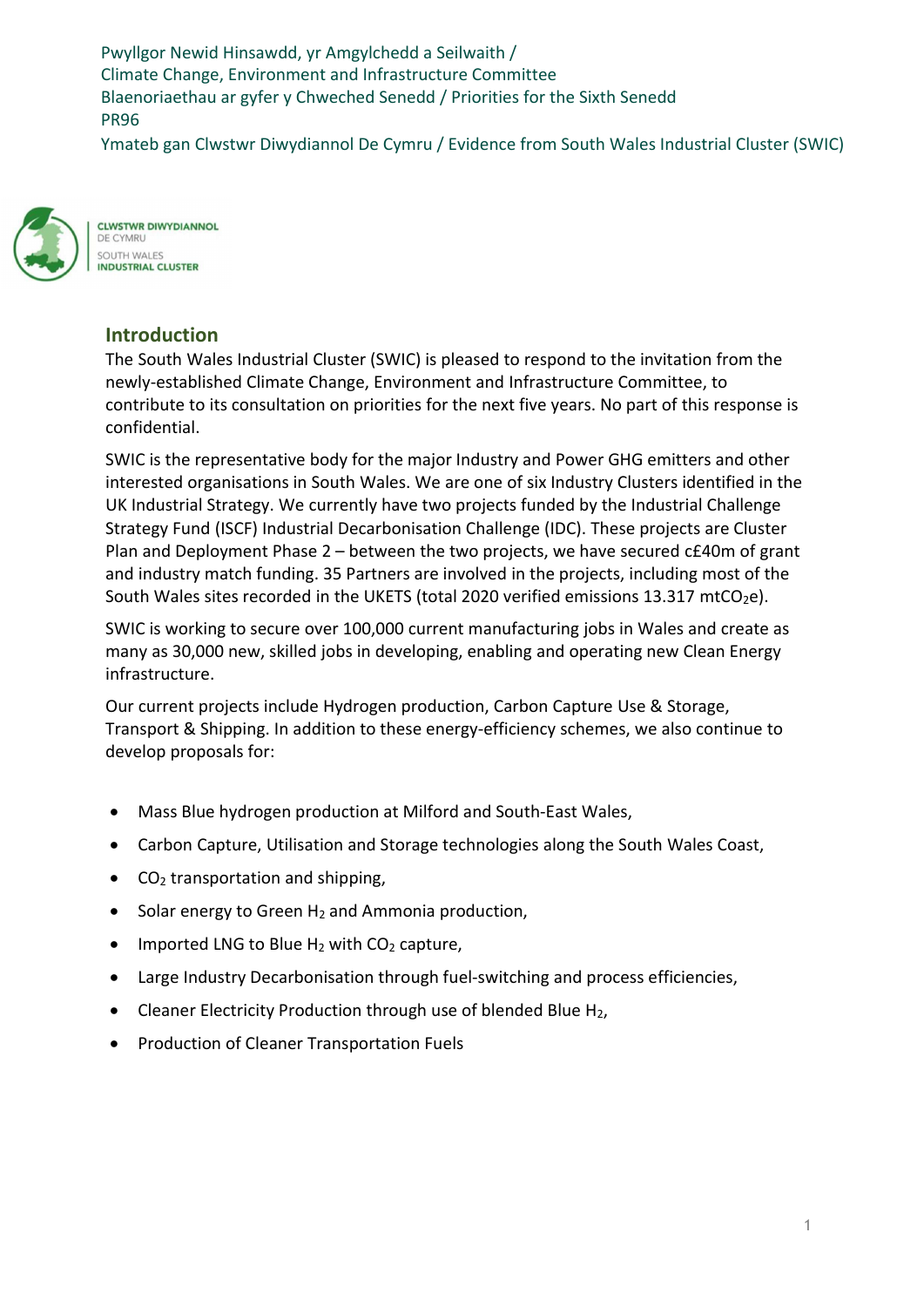Pwyllgor Newid Hinsawdd, yr Amgylchedd a Seilwaith /
Climate Change, Environment and Infrastructure Committee
Blaenoriaethau ar gyfer y Chweched Senedd / Priorities for the Sixth Senedd
PR96
Ymateb gan Clwstwr Diwydiannol De Cymru / Evidence from South Wales Industrial Cluster (SWIC)

CLWSTWR DIWYDIANNOL
DE CYMRU
SOUTH WALES
INDUSTRIAL CLUSTER

## Introduction

The South Wales Industrial Cluster (SWIC) is pleased to respond to the invitation from the newly-established Climate Change, Environment and Infrastructure Committee, to contribute to its consultation on priorities for the next five years. No part of this response is confidential.

SWIC is the representative body for the major Industry and Power GHG emitters and other interested organisations in South Wales. We are one of six Industry Clusters identified in the UK Industrial Strategy. We currently have two projects funded by the Industrial Challenge Strategy Fund (ISCF) Industrial Decarbonisation Challenge (IDC). These projects are Cluster Plan and Deployment Phase 2 – between the two projects, we have secured c£40m of grant and industry match funding. 35 Partners are involved in the projects, including most of the South Wales sites recorded in the UKETS (total 2020 verified emissions 13.317 mt$CO_2$e).

SWIC is working to secure over 100,000 current manufacturing jobs in Wales and create as many as 30,000 new, skilled jobs in developing, enabling and operating new Clean Energy infrastructure.

Our current projects include Hydrogen production, Carbon Capture Use & Storage, Transport & Shipping. In addition to these energy-efficiency schemes, we also continue to develop proposals for:

- Mass Blue hydrogen production at Milford and South-East Wales,
- Carbon Capture, Utilisation and Storage technologies along the South Wales Coast,
- $CO_2$ transportation and shipping,
- Solar energy to Green $H_2$ and Ammonia production,
- Imported LNG to Blue $H_2$ with $CO_2$ capture,
- Large Industry Decarbonisation through fuel-switching and process efficiencies,
- Cleaner Electricity Production through use of blended Blue $H_2$,
- Production of Cleaner Transportation Fuels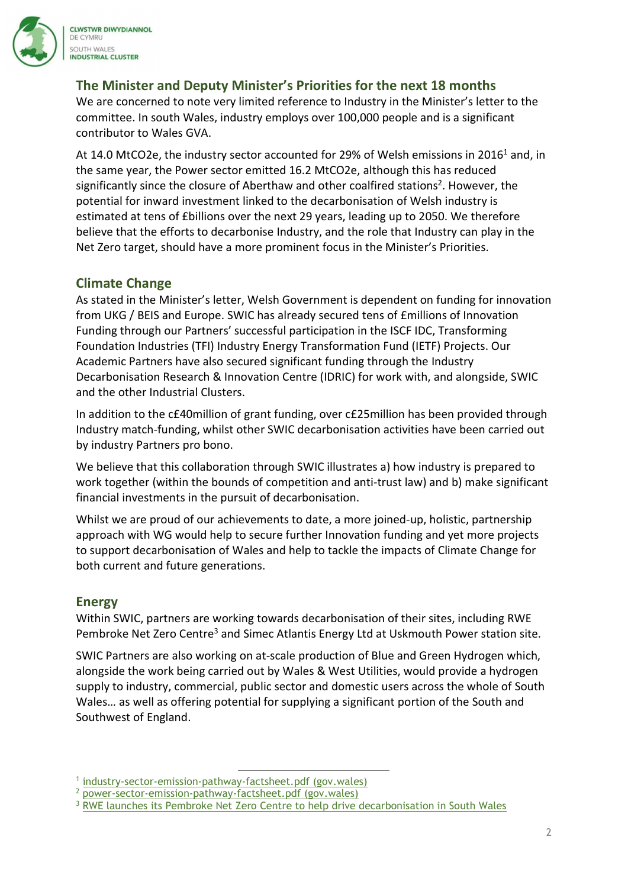## The Minister and Deputy Minister's Priorities for the next 18 months

We are concerned to note very limited reference to Industry in the Minister's letter to the committee. In south Wales, industry employs over 100,000 people and is a significant contributor to Wales GVA.

At 14.0 $MtCO_2e$, the industry sector accounted for 29% of Welsh emissions in 2016[1] and, in the same year, the Power sector emitted 16.2 $MtCO_2e$, although this has reduced significantly since the closure of Aberthaw and other coalfired stations[2]. However, the potential for inward investment linked to the decarbonisation of Welsh industry is estimated at tens of £billions over the next 29 years, leading up to 2050. We therefore believe that the efforts to decarbonise Industry, and the role that Industry can play in the Net Zero target, should have a more prominent focus in the Minister's Priorities.

## Climate Change

As stated in the Minister's letter, Welsh Government is dependent on funding for innovation from UKG / BEIS and Europe. SWIC has already secured tens of £millions of Innovation Funding through our Partners' successful participation in the ISCF IDC, Transforming Foundation Industries (TFI) Industry Energy Transformation Fund (IETF) Projects. Our Academic Partners have also secured significant funding through the Industry Decarbonisation Research & Innovation Centre (IDRIC) for work with, and alongside, SWIC and the other Industrial Clusters.

In addition to the c£40million of grant funding, over c£25million has been provided through Industry match-funding, whilst other SWIC decarbonisation activities have been carried out by industry Partners pro bono.

We believe that this collaboration through SWIC illustrates a) how industry is prepared to work together (within the bounds of competition and anti-trust law) and b) make significant financial investments in the pursuit of decarbonisation.

Whilst we are proud of our achievements to date, a more joined-up, holistic, partnership approach with WG would help to secure further Innovation funding and yet more projects to support decarbonisation of Wales and help to tackle the impacts of Climate Change for both current and future generations.

## Energy

Within SWIC, partners are working towards decarbonisation of their sites, including RWE Pembroke Net Zero Centre[3] and Simec Atlantis Energy Ltd at Uskmouth Power station site.

SWIC Partners are also working on at-scale production of Blue and Green Hydrogen which, alongside the work being carried out by Wales & West Utilities, would provide a hydrogen supply to industry, commercial, public sector and domestic users across the whole of South Wales… as well as offering potential for supplying a significant portion of the South and Southwest of England.

---

[1] industry-sector-emission-pathway-factsheet.pdf (gov.wales)

[2] power-sector-emission-pathway-factsheet.pdf (gov.wales)

[3] RWE launches its Pembroke Net Zero Centre to help drive decarbonisation in South Wales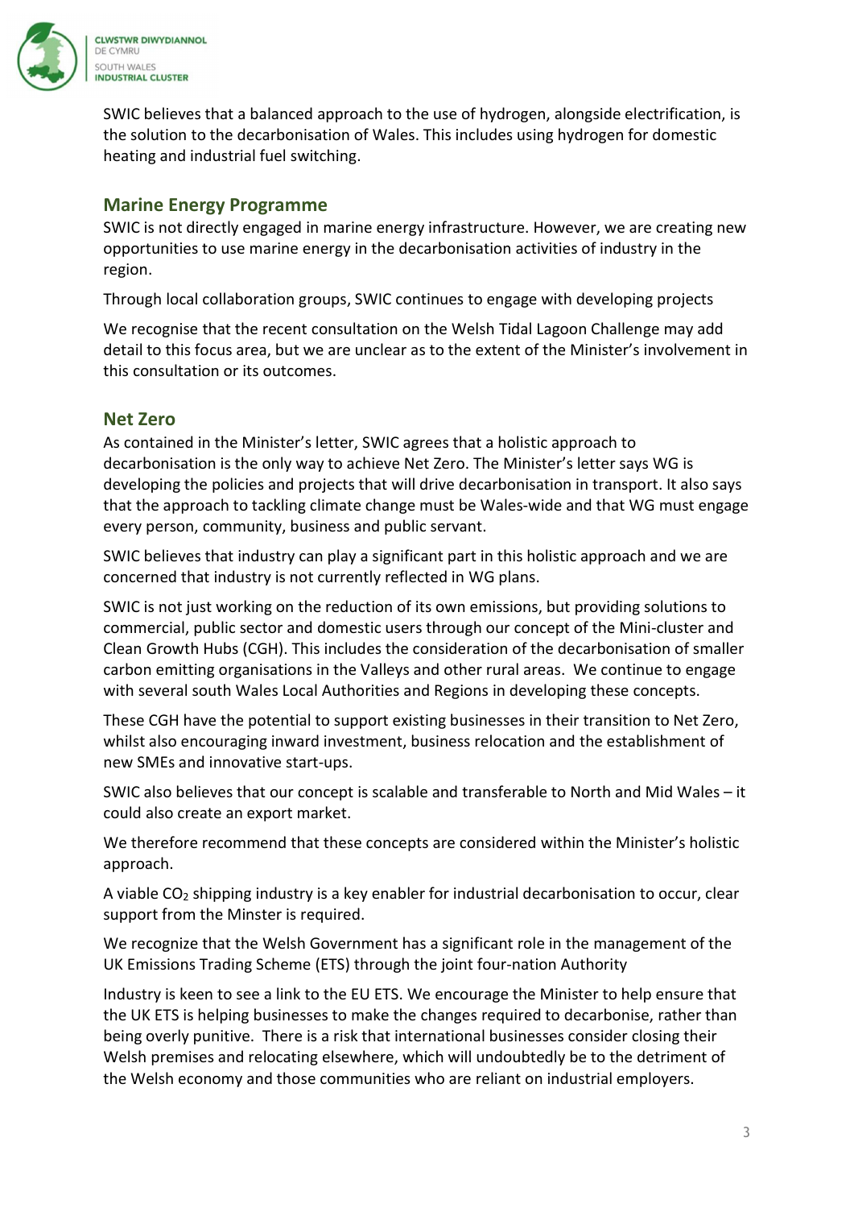SWIC believes that a balanced approach to the use of hydrogen, alongside electrification, is the solution to the decarbonisation of Wales. This includes using hydrogen for domestic heating and industrial fuel switching.

## Marine Energy Programme

SWIC is not directly engaged in marine energy infrastructure. However, we are creating new opportunities to use marine energy in the decarbonisation activities of industry in the region.

Through local collaboration groups, SWIC continues to engage with developing projects

We recognise that the recent consultation on the Welsh Tidal Lagoon Challenge may add detail to this focus area, but we are unclear as to the extent of the Minister's involvement in this consultation or its outcomes.

## Net Zero

As contained in the Minister's letter, SWIC agrees that a holistic approach to decarbonisation is the only way to achieve Net Zero. The Minister's letter says WG is developing the policies and projects that will drive decarbonisation in transport. It also says that the approach to tackling climate change must be Wales-wide and that WG must engage every person, community, business and public servant.

SWIC believes that industry can play a significant part in this holistic approach and we are concerned that industry is not currently reflected in WG plans.

SWIC is not just working on the reduction of its own emissions, but providing solutions to commercial, public sector and domestic users through our concept of the Mini-cluster and Clean Growth Hubs (CGH). This includes the consideration of the decarbonisation of smaller carbon emitting organisations in the Valleys and other rural areas. We continue to engage with several south Wales Local Authorities and Regions in developing these concepts.

These CGH have the potential to support existing businesses in their transition to Net Zero, whilst also encouraging inward investment, business relocation and the establishment of new SMEs and innovative start-ups.

SWIC also believes that our concept is scalable and transferable to North and Mid Wales – it could also create an export market.

We therefore recommend that these concepts are considered within the Minister's holistic approach.

A viable $CO_2$ shipping industry is a key enabler for industrial decarbonisation to occur, clear support from the Minster is required.

We recognize that the Welsh Government has a significant role in the management of the UK Emissions Trading Scheme (ETS) through the joint four-nation Authority

Industry is keen to see a link to the EU ETS. We encourage the Minister to help ensure that the UK ETS is helping businesses to make the changes required to decarbonise, rather than being overly punitive. There is a risk that international businesses consider closing their Welsh premises and relocating elsewhere, which will undoubtedly be to the detriment of the Welsh economy and those communities who are reliant on industrial employers.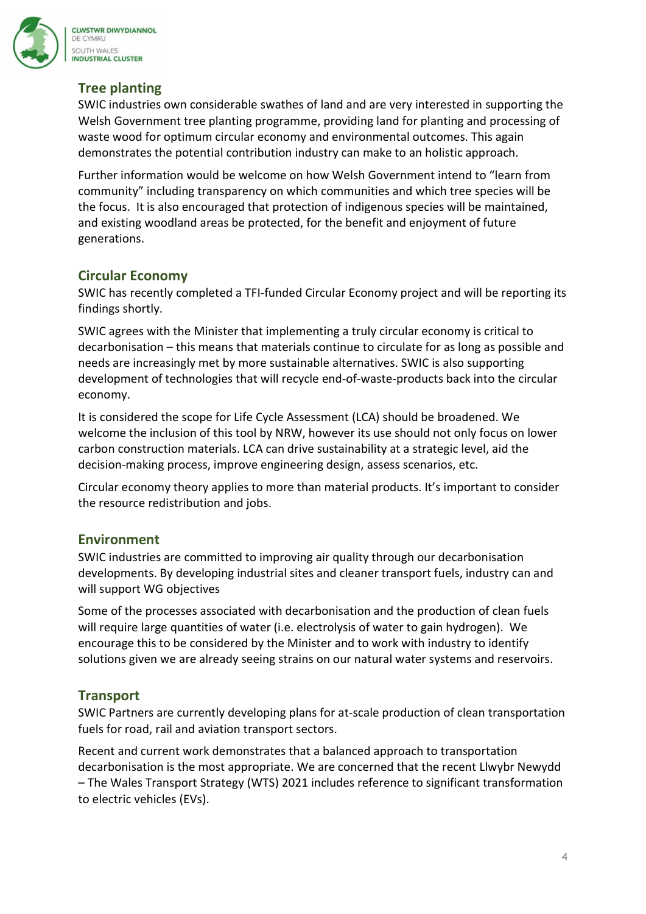## Tree planting

SWIC industries own considerable swathes of land and are very interested in supporting the Welsh Government tree planting programme, providing land for planting and processing of waste wood for optimum circular economy and environmental outcomes. This again demonstrates the potential contribution industry can make to an holistic approach.

Further information would be welcome on how Welsh Government intend to "learn from community" including transparency on which communities and which tree species will be the focus. It is also encouraged that protection of indigenous species will be maintained, and existing woodland areas be protected, for the benefit and enjoyment of future generations.

## Circular Economy

SWIC has recently completed a TFI-funded Circular Economy project and will be reporting its findings shortly.

SWIC agrees with the Minister that implementing a truly circular economy is critical to decarbonisation – this means that materials continue to circulate for as long as possible and needs are increasingly met by more sustainable alternatives. SWIC is also supporting development of technologies that will recycle end-of-waste-products back into the circular economy.

It is considered the scope for Life Cycle Assessment (LCA) should be broadened. We welcome the inclusion of this tool by NRW, however its use should not only focus on lower carbon construction materials. LCA can drive sustainability at a strategic level, aid the decision-making process, improve engineering design, assess scenarios, etc.

Circular economy theory applies to more than material products. It's important to consider the resource redistribution and jobs.

## Environment

SWIC industries are committed to improving air quality through our decarbonisation developments. By developing industrial sites and cleaner transport fuels, industry can and will support WG objectives

Some of the processes associated with decarbonisation and the production of clean fuels will require large quantities of water (i.e. electrolysis of water to gain hydrogen). We encourage this to be considered by the Minister and to work with industry to identify solutions given we are already seeing strains on our natural water systems and reservoirs.

## Transport

SWIC Partners are currently developing plans for at-scale production of clean transportation fuels for road, rail and aviation transport sectors.

Recent and current work demonstrates that a balanced approach to transportation decarbonisation is the most appropriate. We are concerned that the recent Llwybr Newydd – The Wales Transport Strategy (WTS) 2021 includes reference to significant transformation to electric vehicles (EVs).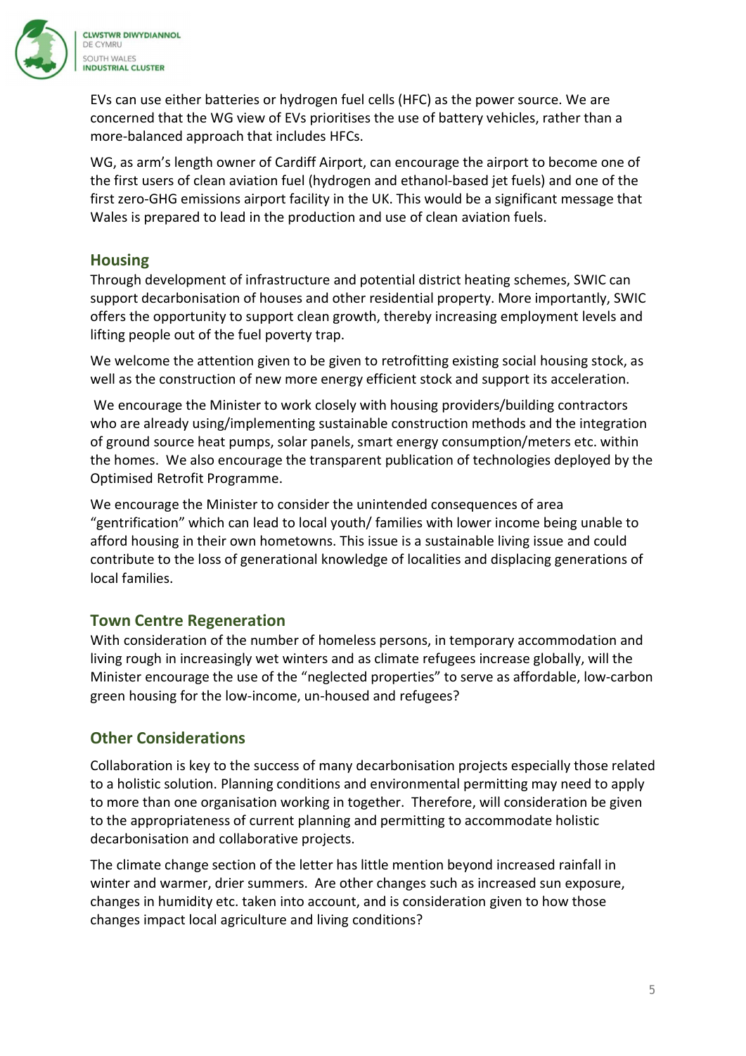EVs can use either batteries or hydrogen fuel cells (HFC) as the power source. We are concerned that the WG view of EVs prioritises the use of battery vehicles, rather than a more-balanced approach that includes HFCs.

WG, as arm's length owner of Cardiff Airport, can encourage the airport to become one of the first users of clean aviation fuel (hydrogen and ethanol-based jet fuels) and one of the first zero-GHG emissions airport facility in the UK. This would be a significant message that Wales is prepared to lead in the production and use of clean aviation fuels.

## Housing

Through development of infrastructure and potential district heating schemes, SWIC can support decarbonisation of houses and other residential property. More importantly, SWIC offers the opportunity to support clean growth, thereby increasing employment levels and lifting people out of the fuel poverty trap.

We welcome the attention given to be given to retrofitting existing social housing stock, as well as the construction of new more energy efficient stock and support its acceleration.

We encourage the Minister to work closely with housing providers/building contractors who are already using/implementing sustainable construction methods and the integration of ground source heat pumps, solar panels, smart energy consumption/meters etc. within the homes. We also encourage the transparent publication of technologies deployed by the Optimised Retrofit Programme.

We encourage the Minister to consider the unintended consequences of area "gentrification" which can lead to local youth/ families with lower income being unable to afford housing in their own hometowns. This issue is a sustainable living issue and could contribute to the loss of generational knowledge of localities and displacing generations of local families.

## Town Centre Regeneration

With consideration of the number of homeless persons, in temporary accommodation and living rough in increasingly wet winters and as climate refugees increase globally, will the Minister encourage the use of the "neglected properties" to serve as affordable, low-carbon green housing for the low-income, un-housed and refugees?

## Other Considerations

Collaboration is key to the success of many decarbonisation projects especially those related to a holistic solution. Planning conditions and environmental permitting may need to apply to more than one organisation working in together. Therefore, will consideration be given to the appropriateness of current planning and permitting to accommodate holistic decarbonisation and collaborative projects.

The climate change section of the letter has little mention beyond increased rainfall in winter and warmer, drier summers. Are other changes such as increased sun exposure, changes in humidity etc. taken into account, and is consideration given to how those changes impact local agriculture and living conditions?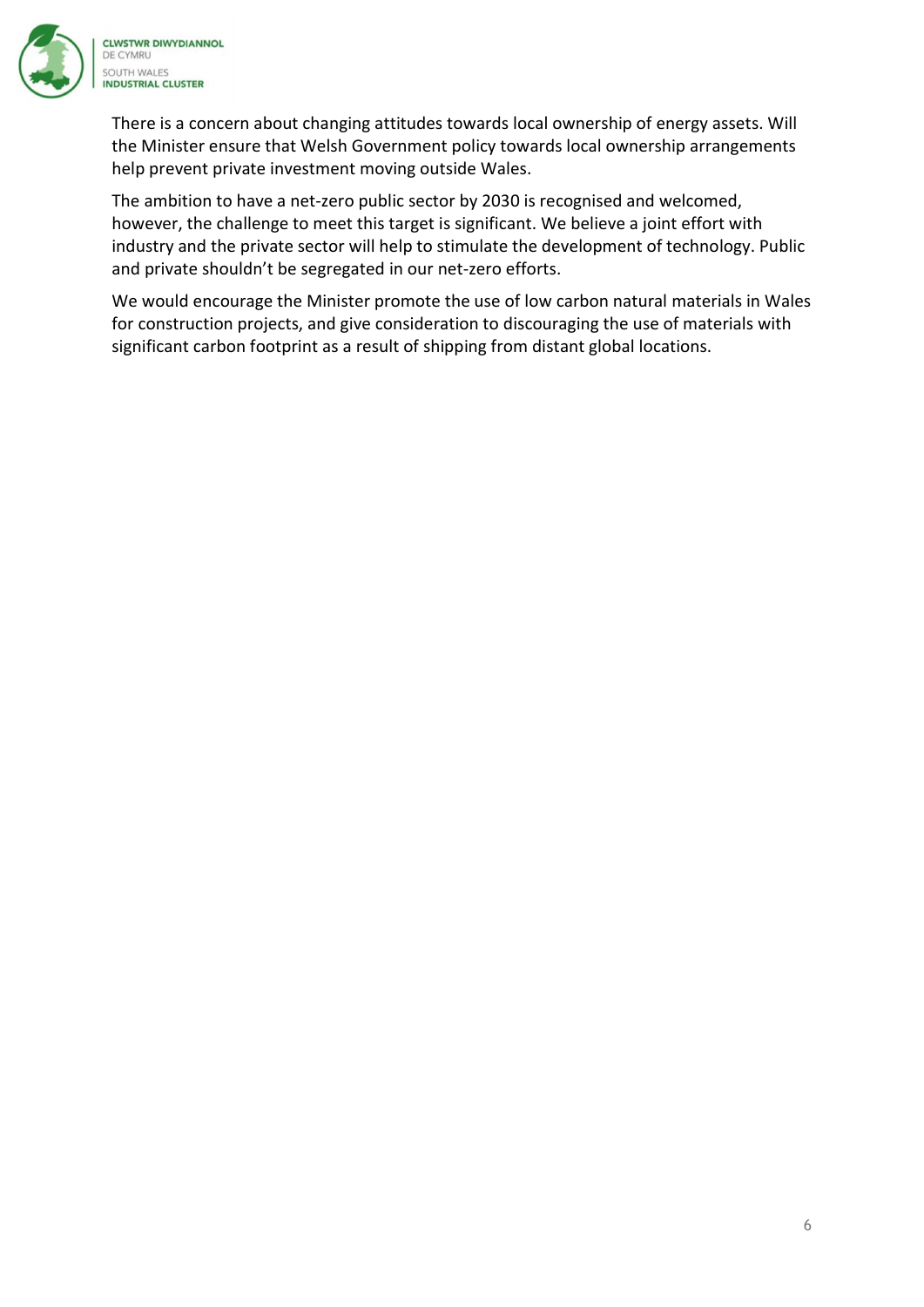There is a concern about changing attitudes towards local ownership of energy assets. Will the Minister ensure that Welsh Government policy towards local ownership arrangements help prevent private investment moving outside Wales.

The ambition to have a net-zero public sector by 2030 is recognised and welcomed, however, the challenge to meet this target is significant. We believe a joint effort with industry and the private sector will help to stimulate the development of technology. Public and private shouldn't be segregated in our net-zero efforts.

We would encourage the Minister promote the use of low carbon natural materials in Wales for construction projects, and give consideration to discouraging the use of materials with significant carbon footprint as a result of shipping from distant global locations.